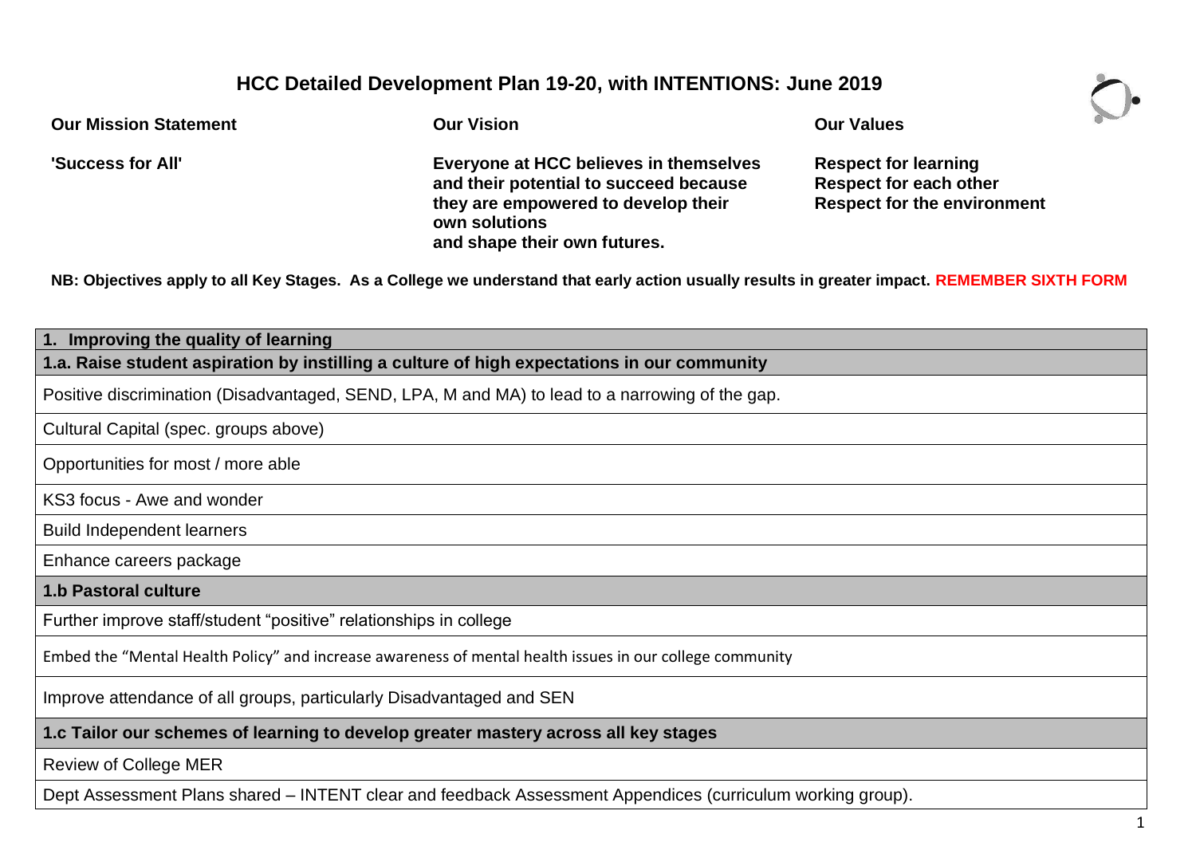# HCC Detailed Development Plan 19-20, with INTENTIONS: June 2019

| **Our Mission Statement** | **Our Vision** | **Our Values** |
|---|---|---|
| **'Success for All'** | **Everyone at HCC believes in themselves and their potential to succeed because they are empowered to develop their own solutions and shape their own futures.** | **Respect for learning**<br>**Respect for each other**<br>**Respect for the environment** |

**NB: Objectives apply to all Key Stages. As a College we understand that early action usually results in greater impact. REMEMBER SIXTH FORM**

| **1. Improving the quality of learning** |
|---|
| **1.a. Raise student aspiration by instilling a culture of high expectations in our community** |
| Positive discrimination (Disadvantaged, SEND, LPA, M and MA) to lead to a narrowing of the gap. |
| Cultural Capital (spec. groups above) |
| Opportunities for most / more able |
| KS3 focus - Awe and wonder |
| Build Independent learners |
| Enhance careers package |
| **1.b Pastoral culture** |
| Further improve staff/student "positive" relationships in college |
| Embed the "Mental Health Policy" and increase awareness of mental health issues in our college community |
| Improve attendance of all groups, particularly Disadvantaged and SEN |
| **1.c Tailor our schemes of learning to develop greater mastery across all key stages** |
| Review of College MER |
| Dept Assessment Plans shared – INTENT clear and feedback Assessment Appendices (curriculum working group). |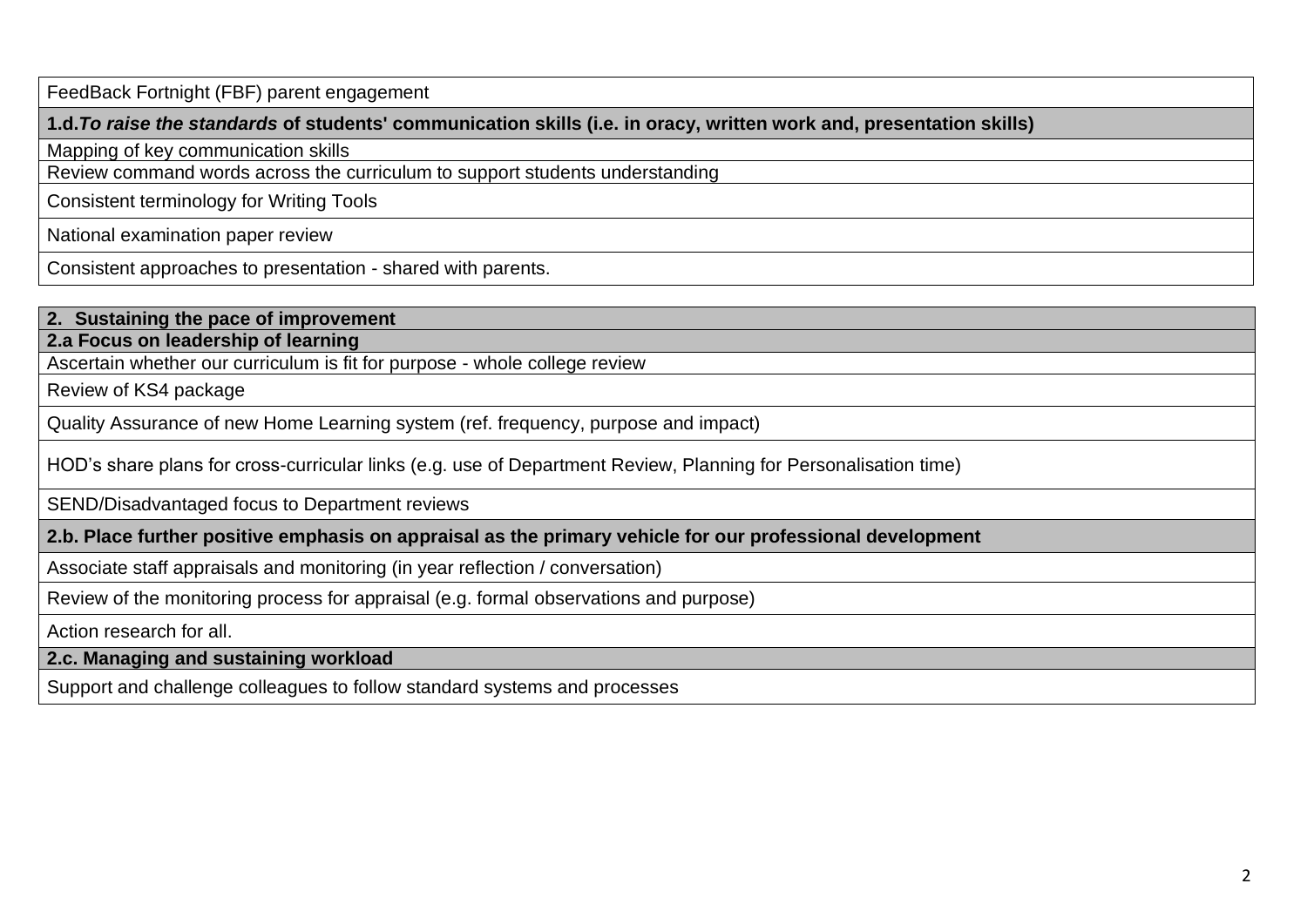| |
|---|
| FeedBack Fortnight (FBF) parent engagement |
| **1.d.*To raise the standards* of students' communication skills (i.e. in oracy, written work and, presentation skills)** |
| Mapping of key communication skills |
| Review command words across the curriculum to support students understanding |
| Consistent terminology for Writing Tools |
| National examination paper review |
| Consistent approaches to presentation - shared with parents. |

| |
|---|
| **2. Sustaining the pace of improvement** |
| **2.a Focus on leadership of learning** |
| Ascertain whether our curriculum is fit for purpose - whole college review |
| Review of KS4 package |
| Quality Assurance of new Home Learning system (ref. frequency, purpose and impact) |
| HOD's share plans for cross-curricular links (e.g. use of Department Review, Planning for Personalisation time) |
| SEND/Disadvantaged focus to Department reviews |
| **2.b. Place further positive emphasis on appraisal as the primary vehicle for our professional development** |
| Associate staff appraisals and monitoring (in year reflection / conversation) |
| Review of the monitoring process for appraisal (e.g. formal observations and purpose) |
| Action research for all. |
| **2.c. Managing and sustaining workload** |
| Support and challenge colleagues to follow standard systems and processes |